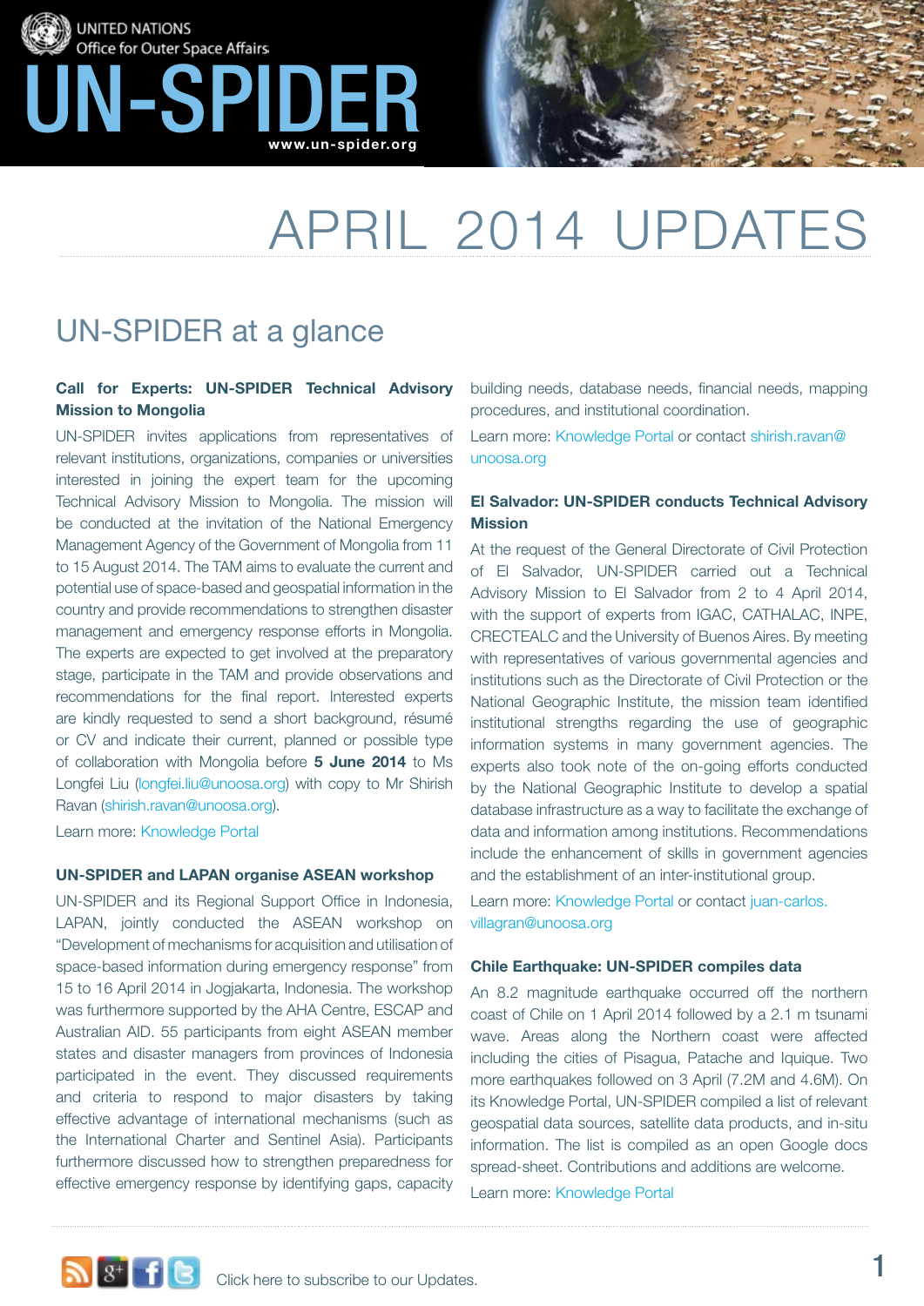UNITED NATIONS
Office for Outer Space Affairs

# UN-SPIDER

www.un-spider.org

# APRIL 2014 UPDATES

## UN-SPIDER at a glance

### Call for Experts: UN-SPIDER Technical Advisory Mission to Mongolia

UN-SPIDER invites applications from representatives of relevant institutions, organizations, companies or universities interested in joining the expert team for the upcoming Technical Advisory Mission to Mongolia. The mission will be conducted at the invitation of the National Emergency Management Agency of the Government of Mongolia from 11 to 15 August 2014. The TAM aims to evaluate the current and potential use of space-based and geospatial information in the country and provide recommendations to strengthen disaster management and emergency response efforts in Mongolia. The experts are expected to get involved at the preparatory stage, participate in the TAM and provide observations and recommendations for the final report. Interested experts are kindly requested to send a short background, résumé or CV and indicate their current, planned or possible type of collaboration with Mongolia before **5 June 2014** to Ms Longfei Liu (longfei.liu@unoosa.org) with copy to Mr Shirish Ravan (shirish.ravan@unoosa.org).

Learn more: Knowledge Portal

### UN-SPIDER and LAPAN organise ASEAN workshop

UN-SPIDER and its Regional Support Office in Indonesia, LAPAN, jointly conducted the ASEAN workshop on "Development of mechanisms for acquisition and utilisation of space-based information during emergency response" from 15 to 16 April 2014 in Jogjakarta, Indonesia. The workshop was furthermore supported by the AHA Centre, ESCAP and Australian AID. 55 participants from eight ASEAN member states and disaster managers from provinces of Indonesia participated in the event. They discussed requirements and criteria to respond to major disasters by taking effective advantage of international mechanisms (such as the International Charter and Sentinel Asia). Participants furthermore discussed how to strengthen preparedness for effective emergency response by identifying gaps, capacity building needs, database needs, financial needs, mapping procedures, and institutional coordination.

Learn more: Knowledge Portal or contact shirish.ravan@unoosa.org

### El Salvador: UN-SPIDER conducts Technical Advisory Mission

At the request of the General Directorate of Civil Protection of El Salvador, UN-SPIDER carried out a Technical Advisory Mission to El Salvador from 2 to 4 April 2014, with the support of experts from IGAC, CATHALAC, INPE, CRECTEALC and the University of Buenos Aires. By meeting with representatives of various governmental agencies and institutions such as the Directorate of Civil Protection or the National Geographic Institute, the mission team identified institutional strengths regarding the use of geographic information systems in many government agencies. The experts also took note of the on-going efforts conducted by the National Geographic Institute to develop a spatial database infrastructure as a way to facilitate the exchange of data and information among institutions. Recommendations include the enhancement of skills in government agencies and the establishment of an inter-institutional group.

Learn more: Knowledge Portal or contact juan-carlos.villagran@unoosa.org

### Chile Earthquake: UN-SPIDER compiles data

An 8.2 magnitude earthquake occurred off the northern coast of Chile on 1 April 2014 followed by a 2.1 m tsunami wave. Areas along the Northern coast were affected including the cities of Pisagua, Patache and Iquique. Two more earthquakes followed on 3 April (7.2M and 4.6M). On its Knowledge Portal, UN-SPIDER compiled a list of relevant geospatial data sources, satellite data products, and in-situ information. The list is compiled as an open Google docs spread-sheet. Contributions and additions are welcome.

Learn more: Knowledge Portal

Click here to subscribe to our Updates.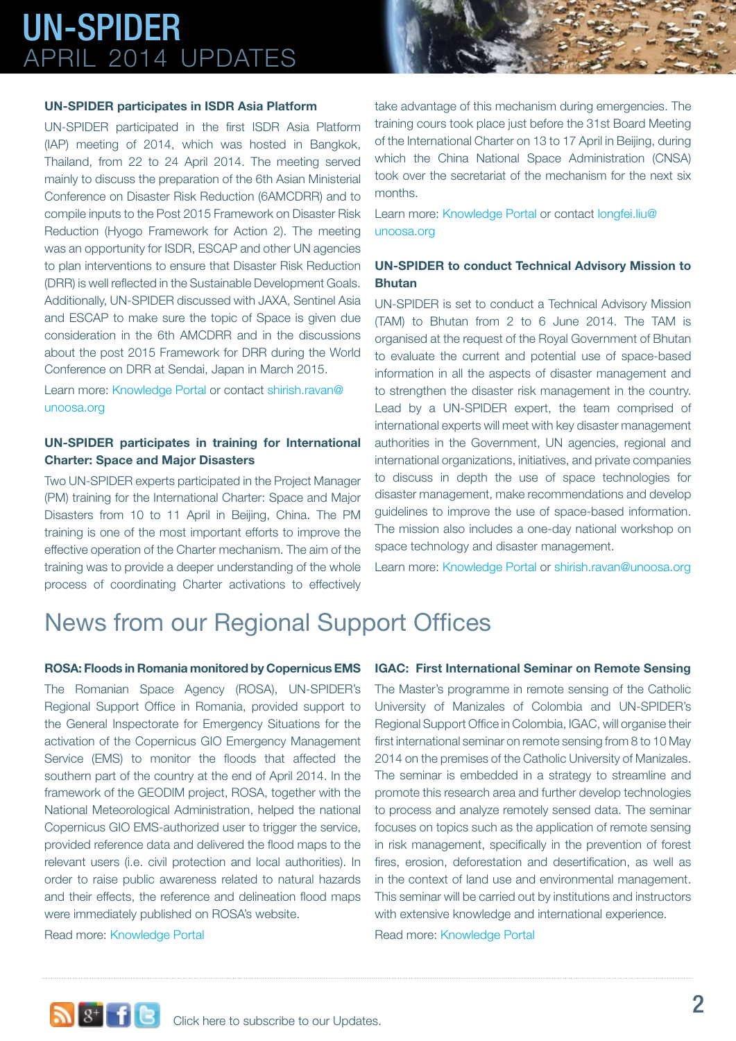### UN-SPIDER participates in ISDR Asia Platform

UN-SPIDER participated in the first ISDR Asia Platform (IAP) meeting of 2014, which was hosted in Bangkok, Thailand, from 22 to 24 April 2014. The meeting served mainly to discuss the preparation of the 6th Asian Ministerial Conference on Disaster Risk Reduction (6AMCDRR) and to compile inputs to the Post 2015 Framework on Disaster Risk Reduction (Hyogo Framework for Action 2). The meeting was an opportunity for ISDR, ESCAP and other UN agencies to plan interventions to ensure that Disaster Risk Reduction (DRR) is well reflected in the Sustainable Development Goals. Additionally, UN-SPIDER discussed with JAXA, Sentinel Asia and ESCAP to make sure the topic of Space is given due consideration in the 6th AMCDRR and in the discussions about the post 2015 Framework for DRR during the World Conference on DRR at Sendai, Japan in March 2015.

Learn more: Knowledge Portal or contact shirish.ravan@unoosa.org

### UN-SPIDER participates in training for International Charter: Space and Major Disasters

Two UN-SPIDER experts participated in the Project Manager (PM) training for the International Charter: Space and Major Disasters from 10 to 11 April in Beijing, China. The PM training is one of the most important efforts to improve the effective operation of the Charter mechanism. The aim of the training was to provide a deeper understanding of the whole process of coordinating Charter activations to effectively take advantage of this mechanism during emergencies. The training cours took place just before the 31st Board Meeting of the International Charter on 13 to 17 April in Beijing, during which the China National Space Administration (CNSA) took over the secretariat of the mechanism for the next six months.

Learn more: Knowledge Portal or contact longfei.liu@unoosa.org

### UN-SPIDER to conduct Technical Advisory Mission to Bhutan

UN-SPIDER is set to conduct a Technical Advisory Mission (TAM) to Bhutan from 2 to 6 June 2014. The TAM is organised at the request of the Royal Government of Bhutan to evaluate the current and potential use of space-based information in all the aspects of disaster management and to strengthen the disaster risk management in the country. Lead by a UN-SPIDER expert, the team comprised of international experts will meet with key disaster management authorities in the Government, UN agencies, regional and international organizations, initiatives, and private companies to discuss in depth the use of space technologies for disaster management, make recommendations and develop guidelines to improve the use of space-based information. The mission also includes a one-day national workshop on space technology and disaster management.

Learn more: Knowledge Portal or shirish.ravan@unoosa.org

## News from our Regional Support Offices

### ROSA: Floods in Romania monitored by Copernicus EMS

The Romanian Space Agency (ROSA), UN-SPIDER's Regional Support Office in Romania, provided support to the General Inspectorate for Emergency Situations for the activation of the Copernicus GIO Emergency Management Service (EMS) to monitor the floods that affected the southern part of the country at the end of April 2014. In the framework of the GEODIM project, ROSA, together with the National Meteorological Administration, helped the national Copernicus GIO EMS-authorized user to trigger the service, provided reference data and delivered the flood maps to the relevant users (i.e. civil protection and local authorities). In order to raise public awareness related to natural hazards and their effects, the reference and delineation flood maps were immediately published on ROSA's website.

Read more: Knowledge Portal

### IGAC: First International Seminar on Remote Sensing

The Master's programme in remote sensing of the Catholic University of Manizales of Colombia and UN-SPIDER's Regional Support Office in Colombia, IGAC, will organise their first international seminar on remote sensing from 8 to 10 May 2014 on the premises of the Catholic University of Manizales. The seminar is embedded in a strategy to streamline and promote this research area and further develop technologies to process and analyze remotely sensed data. The seminar focuses on topics such as the application of remote sensing in risk management, specifically in the prevention of forest fires, erosion, deforestation and desertification, as well as in the context of land use and environmental management. This seminar will be carried out by institutions and instructors with extensive knowledge and international experience.

Read more: Knowledge Portal

Click here to subscribe to our Updates.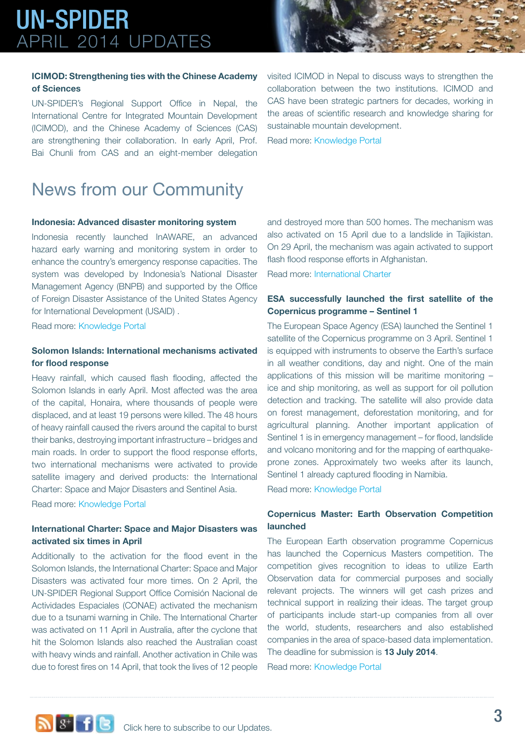### ICIMOD: Strengthening ties with the Chinese Academy of Sciences

UN-SPIDER's Regional Support Office in Nepal, the International Centre for Integrated Mountain Development (ICIMOD), and the Chinese Academy of Sciences (CAS) are strengthening their collaboration. In early April, Prof. Bai Chunli from CAS and an eight-member delegation visited ICIMOD in Nepal to discuss ways to strengthen the collaboration between the two institutions. ICIMOD and CAS have been strategic partners for decades, working in the areas of scientific research and knowledge sharing for sustainable mountain development.

Read more: Knowledge Portal

## News from our Community

### Indonesia: Advanced disaster monitoring system

Indonesia recently launched InAWARE, an advanced hazard early warning and monitoring system in order to enhance the country's emergency response capacities. The system was developed by Indonesia's National Disaster Management Agency (BNPB) and supported by the Office of Foreign Disaster Assistance of the United States Agency for International Development (USAID) .

Read more: Knowledge Portal

### Solomon Islands: International mechanisms activated for flood response

Heavy rainfall, which caused flash flooding, affected the Solomon Islands in early April. Most affected was the area of the capital, Honaira, where thousands of people were displaced, and at least 19 persons were killed. The 48 hours of heavy rainfall caused the rivers around the capital to burst their banks, destroying important infrastructure – bridges and main roads. In order to support the flood response efforts, two international mechanisms were activated to provide satellite imagery and derived products: the International Charter: Space and Major Disasters and Sentinel Asia.

Read more: Knowledge Portal

### International Charter: Space and Major Disasters was activated six times in April

Additionally to the activation for the flood event in the Solomon Islands, the International Charter: Space and Major Disasters was activated four more times. On 2 April, the UN-SPIDER Regional Support Office Comisión Nacional de Actividades Espaciales (CONAE) activated the mechanism due to a tsunami warning in Chile. The International Charter was activated on 11 April in Australia, after the cyclone that hit the Solomon Islands also reached the Australian coast with heavy winds and rainfall. Another activation in Chile was due to forest fires on 14 April, that took the lives of 12 people and destroyed more than 500 homes. The mechanism was also activated on 15 April due to a landslide in Tajikistan. On 29 April, the mechanism was again activated to support flash flood response efforts in Afghanistan.

Read more: International Charter

### ESA successfully launched the first satellite of the Copernicus programme – Sentinel 1

The European Space Agency (ESA) launched the Sentinel 1 satellite of the Copernicus programme on 3 April. Sentinel 1 is equipped with instruments to observe the Earth's surface in all weather conditions, day and night. One of the main applications of this mission will be maritime monitoring – ice and ship monitoring, as well as support for oil pollution detection and tracking. The satellite will also provide data on forest management, deforestation monitoring, and for agricultural planning. Another important application of Sentinel 1 is in emergency management – for flood, landslide and volcano monitoring and for the mapping of earthquake-prone zones. Approximately two weeks after its launch, Sentinel 1 already captured flooding in Namibia.

Read more: Knowledge Portal

### Copernicus Master: Earth Observation Competition launched

The European Earth observation programme Copernicus has launched the Copernicus Masters competition. The competition gives recognition to ideas to utilize Earth Observation data for commercial purposes and socially relevant projects. The winners will get cash prizes and technical support in realizing their ideas. The target group of participants include start-up companies from all over the world, students, researchers and also established companies in the area of space-based data implementation. The deadline for submission is **13 July 2014**.

Read more: Knowledge Portal

Click here to subscribe to our Updates.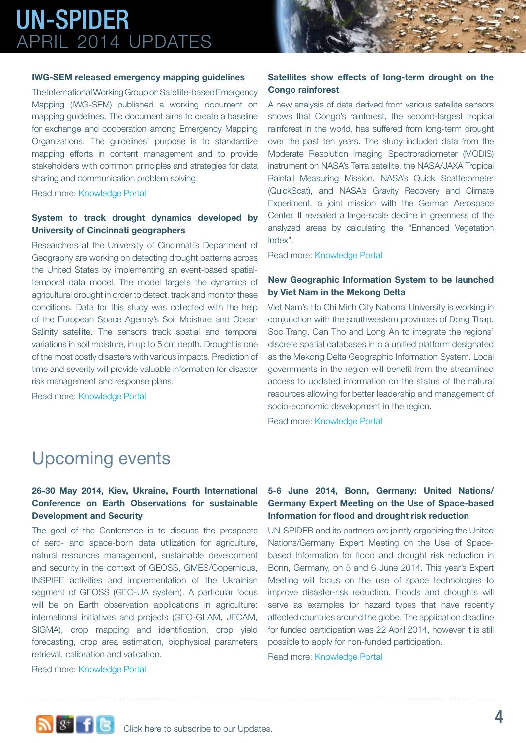### IWG-SEM released emergency mapping guidelines

The International Working Group on Satellite-based Emergency Mapping (IWG-SEM) published a working document on mapping guidelines. The document aims to create a baseline for exchange and cooperation among Emergency Mapping Organizations. The guidelines' purpose is to standardize mapping efforts in content management and to provide stakeholders with common principles and strategies for data sharing and communication problem solving.

Read more: Knowledge Portal

### System to track drought dynamics developed by University of Cincinnati geographers

Researchers at the University of Cincinnati's Department of Geography are working on detecting drought patterns across the United States by implementing an event-based spatial-temporal data model. The model targets the dynamics of agricultural drought in order to detect, track and monitor these conditions. Data for this study was collected with the help of the European Space Agency's Soil Moisture and Ocean Salinity satellite. The sensors track spatial and temporal variations in soil moisture, in up to 5 cm depth. Drought is one of the most costly disasters with various impacts. Prediction of time and severity will provide valuable information for disaster risk management and response plans.

Read more: Knowledge Portal

### Satellites show effects of long-term drought on the Congo rainforest

A new analysis of data derived from various satellite sensors shows that Congo's rainforest, the second-largest tropical rainforest in the world, has suffered from long-term drought over the past ten years. The study included data from the Moderate Resolution Imaging Spectroradiometer (MODIS) instrument on NASA's Terra satellite, the NASA/JAXA Tropical Rainfall Measuring Mission, NASA's Quick Scatterometer (QuickScat), and NASA's Gravity Recovery and Climate Experiment, a joint mission with the German Aerospace Center. It revealed a large-scale decline in greenness of the analyzed areas by calculating the "Enhanced Vegetation Index".

Read more: Knowledge Portal

### New Geographic Information System to be launched by Viet Nam in the Mekong Delta

Viet Nam's Ho Chi Minh City National University is working in conjunction with the southwestern provinces of Dong Thap, Soc Trang, Can Tho and Long An to integrate the regions' discrete spatial databases into a unified platform designated as the Mekong Delta Geographic Information System. Local governments in the region will benefit from the streamlined access to updated information on the status of the natural resources allowing for better leadership and management of socio-economic development in the region.

Read more: Knowledge Portal

## Upcoming events

### 26-30 May 2014, Kiev, Ukraine, Fourth International Conference on Earth Observations for sustainable Development and Security

The goal of the Conference is to discuss the prospects of aero- and space-born data utilization for agriculture, natural resources management, sustainable development and security in the context of GEOSS, GMES/Copernicus, INSPIRE activities and implementation of the Ukrainian segment of GEOSS (GEO-UA system). A particular focus will be on Earth observation applications in agriculture: international initiatives and projects (GEO-GLAM, JECAM, SIGMA), crop mapping and identification, crop yield forecasting, crop area estimation, biophysical parameters retrieval, calibration and validation.

Read more: Knowledge Portal

### 5-6 June 2014, Bonn, Germany: United Nations/ Germany Expert Meeting on the Use of Space-based Information for flood and drought risk reduction

UN-SPIDER and its partners are jointly organizing the United Nations/Germany Expert Meeting on the Use of Space-based Information for flood and drought risk reduction in Bonn, Germany, on 5 and 6 June 2014. This year's Expert Meeting will focus on the use of space technologies to improve disaster-risk reduction. Floods and droughts will serve as examples for hazard types that have recently affected countries around the globe. The application deadline for funded participation was 22 April 2014, however it is still possible to apply for non-funded participation.

Read more: Knowledge Portal

Click here to subscribe to our Updates.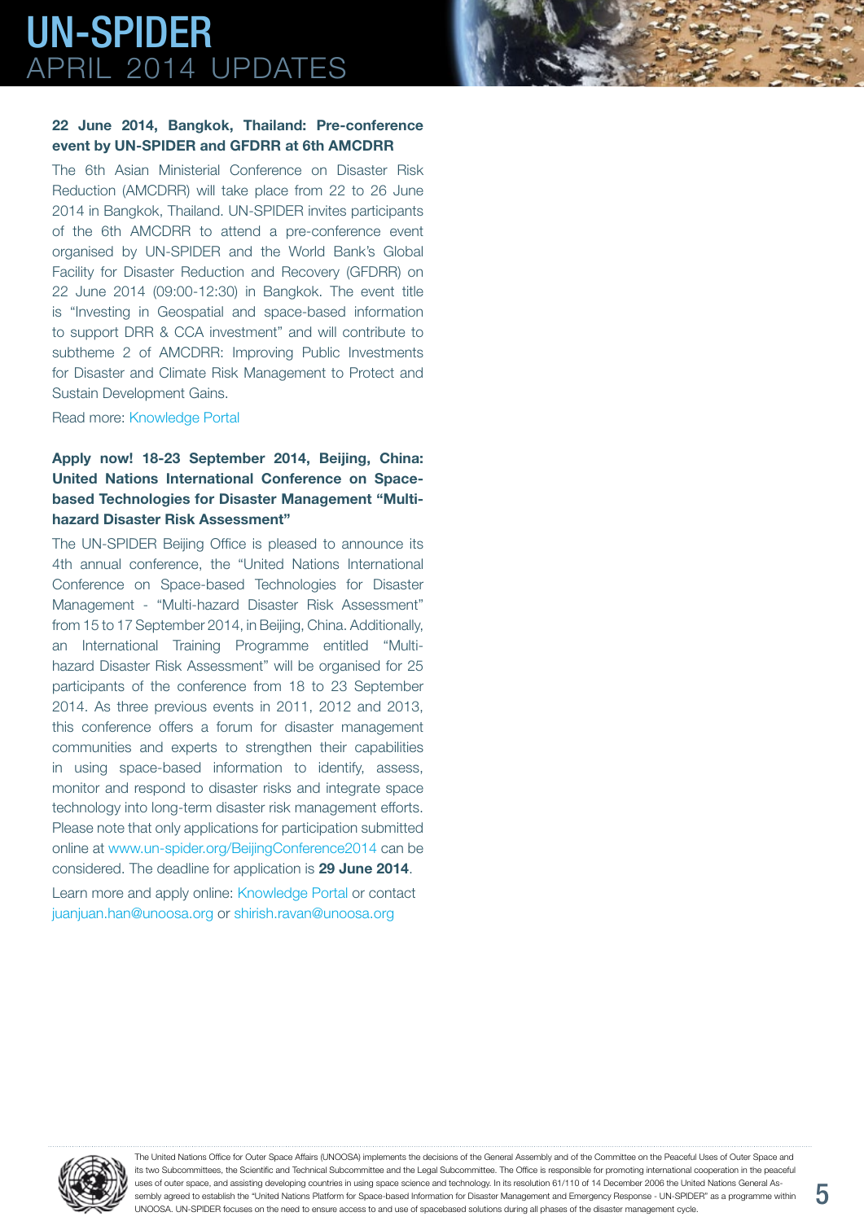### 22 June 2014, Bangkok, Thailand: Pre-conference event by UN-SPIDER and GFDRR at 6th AMCDRR

The 6th Asian Ministerial Conference on Disaster Risk Reduction (AMCDRR) will take place from 22 to 26 June 2014 in Bangkok, Thailand. UN-SPIDER invites participants of the 6th AMCDRR to attend a pre-conference event organised by UN-SPIDER and the World Bank's Global Facility for Disaster Reduction and Recovery (GFDRR) on 22 June 2014 (09:00-12:30) in Bangkok. The event title is "Investing in Geospatial and space-based information to support DRR & CCA investment" and will contribute to subtheme 2 of AMCDRR: Improving Public Investments for Disaster and Climate Risk Management to Protect and Sustain Development Gains.

Read more: Knowledge Portal

### Apply now! 18-23 September 2014, Beijing, China: United Nations International Conference on Space-based Technologies for Disaster Management "Multi-hazard Disaster Risk Assessment"

The UN-SPIDER Beijing Office is pleased to announce its 4th annual conference, the "United Nations International Conference on Space-based Technologies for Disaster Management - "Multi-hazard Disaster Risk Assessment" from 15 to 17 September 2014, in Beijing, China. Additionally, an International Training Programme entitled "Multi-hazard Disaster Risk Assessment" will be organised for 25 participants of the conference from 18 to 23 September 2014. As three previous events in 2011, 2012 and 2013, this conference offers a forum for disaster management communities and experts to strengthen their capabilities in using space-based information to identify, assess, monitor and respond to disaster risks and integrate space technology into long-term disaster risk management efforts. Please note that only applications for participation submitted online at www.un-spider.org/BeijingConference2014 can be considered. The deadline for application is **29 June 2014**.

Learn more and apply online: Knowledge Portal or contact juanjuan.han@unoosa.org or shirish.ravan@unoosa.org

The United Nations Office for Outer Space Affairs (UNOOSA) implements the decisions of the General Assembly and of the Committee on the Peaceful Uses of Outer Space and its two Subcommittees, the Scientific and Technical Subcommittee and the Legal Subcommittee. The Office is responsible for promoting international cooperation in the peaceful uses of outer space, and assisting developing countries in using space science and technology. In its resolution 61/110 of 14 December 2006 the United Nations General Assembly agreed to establish the "United Nations Platform for Space-based Information for Disaster Management and Emergency Response - UN-SPIDER" as a programme within UNOOSA. UN-SPIDER focuses on the need to ensure access to and use of spacebased solutions during all phases of the disaster management cycle.